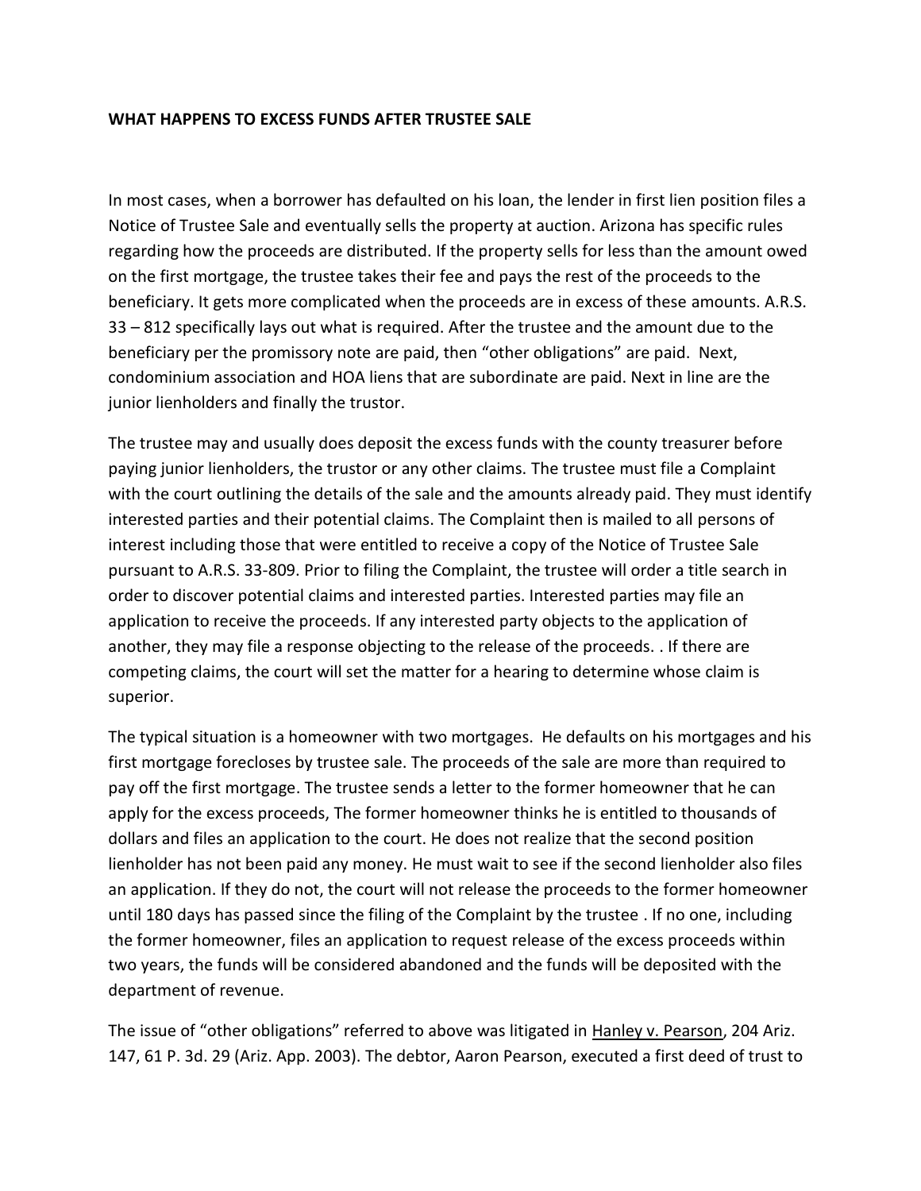**WHAT HAPPENS TO EXCESS FUNDS AFTER TRUSTEE SALE**

In most cases, when a borrower has defaulted on his loan, the lender in first lien position files a Notice of Trustee Sale and eventually sells the property at auction. Arizona has specific rules regarding how the proceeds are distributed. If the property sells for less than the amount owed on the first mortgage, the trustee takes their fee and pays the rest of the proceeds to the beneficiary. It gets more complicated when the proceeds are in excess of these amounts. A.R.S. 33 – 812 specifically lays out what is required. After the trustee and the amount due to the beneficiary per the promissory note are paid, then "other obligations" are paid. Next, condominium association and HOA liens that are subordinate are paid. Next in line are the junior lienholders and finally the trustor.

The trustee may and usually does deposit the excess funds with the county treasurer before paying junior lienholders, the trustor or any other claims. The trustee must file a Complaint with the court outlining the details of the sale and the amounts already paid. They must identify interested parties and their potential claims. The Complaint then is mailed to all persons of interest including those that were entitled to receive a copy of the Notice of Trustee Sale pursuant to A.R.S. 33-809. Prior to filing the Complaint, the trustee will order a title search in order to discover potential claims and interested parties. Interested parties may file an application to receive the proceeds. If any interested party objects to the application of another, they may file a response objecting to the release of the proceeds. . If there are competing claims, the court will set the matter for a hearing to determine whose claim is superior.

The typical situation is a homeowner with two mortgages. He defaults on his mortgages and his first mortgage forecloses by trustee sale. The proceeds of the sale are more than required to pay off the first mortgage. The trustee sends a letter to the former homeowner that he can apply for the excess proceeds, The former homeowner thinks he is entitled to thousands of dollars and files an application to the court. He does not realize that the second position lienholder has not been paid any money. He must wait to see if the second lienholder also files an application. If they do not, the court will not release the proceeds to the former homeowner until 180 days has passed since the filing of the Complaint by the trustee . If no one, including the former homeowner, files an application to request release of the excess proceeds within two years, the funds will be considered abandoned and the funds will be deposited with the department of revenue.

The issue of "other obligations" referred to above was litigated in Hanley v. Pearson, 204 Ariz. 147, 61 P. 3d. 29 (Ariz. App. 2003). The debtor, Aaron Pearson, executed a first deed of trust to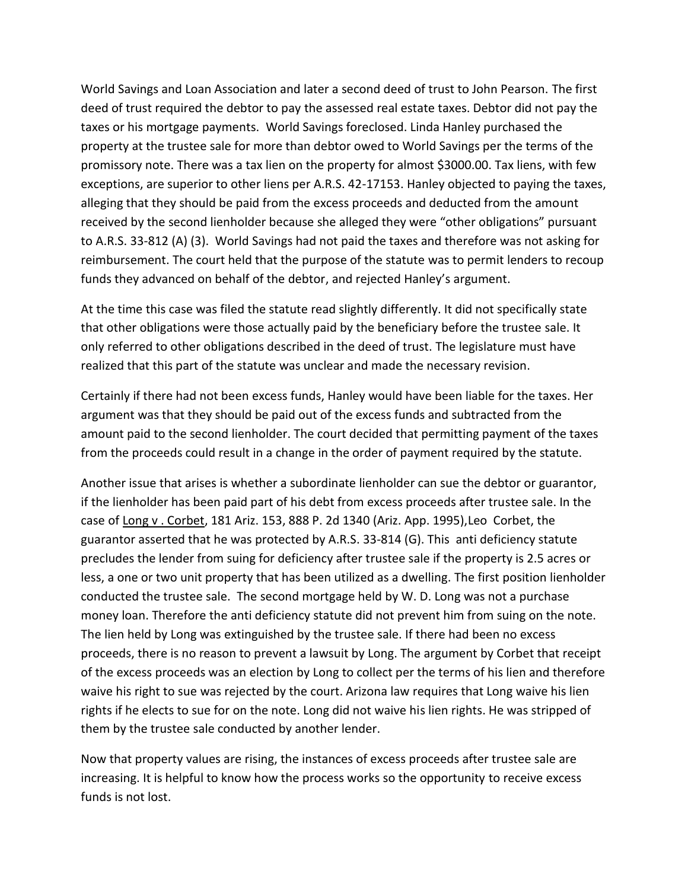World Savings and Loan Association and later a second deed of trust to John Pearson. The first deed of trust required the debtor to pay the assessed real estate taxes. Debtor did not pay the taxes or his mortgage payments. World Savings foreclosed. Linda Hanley purchased the property at the trustee sale for more than debtor owed to World Savings per the terms of the promissory note. There was a tax lien on the property for almost $3000.00. Tax liens, with few exceptions, are superior to other liens per A.R.S. 42-17153. Hanley objected to paying the taxes, alleging that they should be paid from the excess proceeds and deducted from the amount received by the second lienholder because she alleged they were "other obligations" pursuant to A.R.S. 33-812 (A) (3). World Savings had not paid the taxes and therefore was not asking for reimbursement. The court held that the purpose of the statute was to permit lenders to recoup funds they advanced on behalf of the debtor, and rejected Hanley's argument.

At the time this case was filed the statute read slightly differently. It did not specifically state that other obligations were those actually paid by the beneficiary before the trustee sale. It only referred to other obligations described in the deed of trust. The legislature must have realized that this part of the statute was unclear and made the necessary revision.

Certainly if there had not been excess funds, Hanley would have been liable for the taxes. Her argument was that they should be paid out of the excess funds and subtracted from the amount paid to the second lienholder. The court decided that permitting payment of the taxes from the proceeds could result in a change in the order of payment required by the statute.

Another issue that arises is whether a subordinate lienholder can sue the debtor or guarantor, if the lienholder has been paid part of his debt from excess proceeds after trustee sale. In the case of Long v . Corbet, 181 Ariz. 153, 888 P. 2d 1340 (Ariz. App. 1995),Leo Corbet, the guarantor asserted that he was protected by A.R.S. 33-814 (G). This anti deficiency statute precludes the lender from suing for deficiency after trustee sale if the property is 2.5 acres or less, a one or two unit property that has been utilized as a dwelling. The first position lienholder conducted the trustee sale. The second mortgage held by W. D. Long was not a purchase money loan. Therefore the anti deficiency statute did not prevent him from suing on the note. The lien held by Long was extinguished by the trustee sale. If there had been no excess proceeds, there is no reason to prevent a lawsuit by Long. The argument by Corbet that receipt of the excess proceeds was an election by Long to collect per the terms of his lien and therefore waive his right to sue was rejected by the court. Arizona law requires that Long waive his lien rights if he elects to sue for on the note. Long did not waive his lien rights. He was stripped of them by the trustee sale conducted by another lender.

Now that property values are rising, the instances of excess proceeds after trustee sale are increasing. It is helpful to know how the process works so the opportunity to receive excess funds is not lost.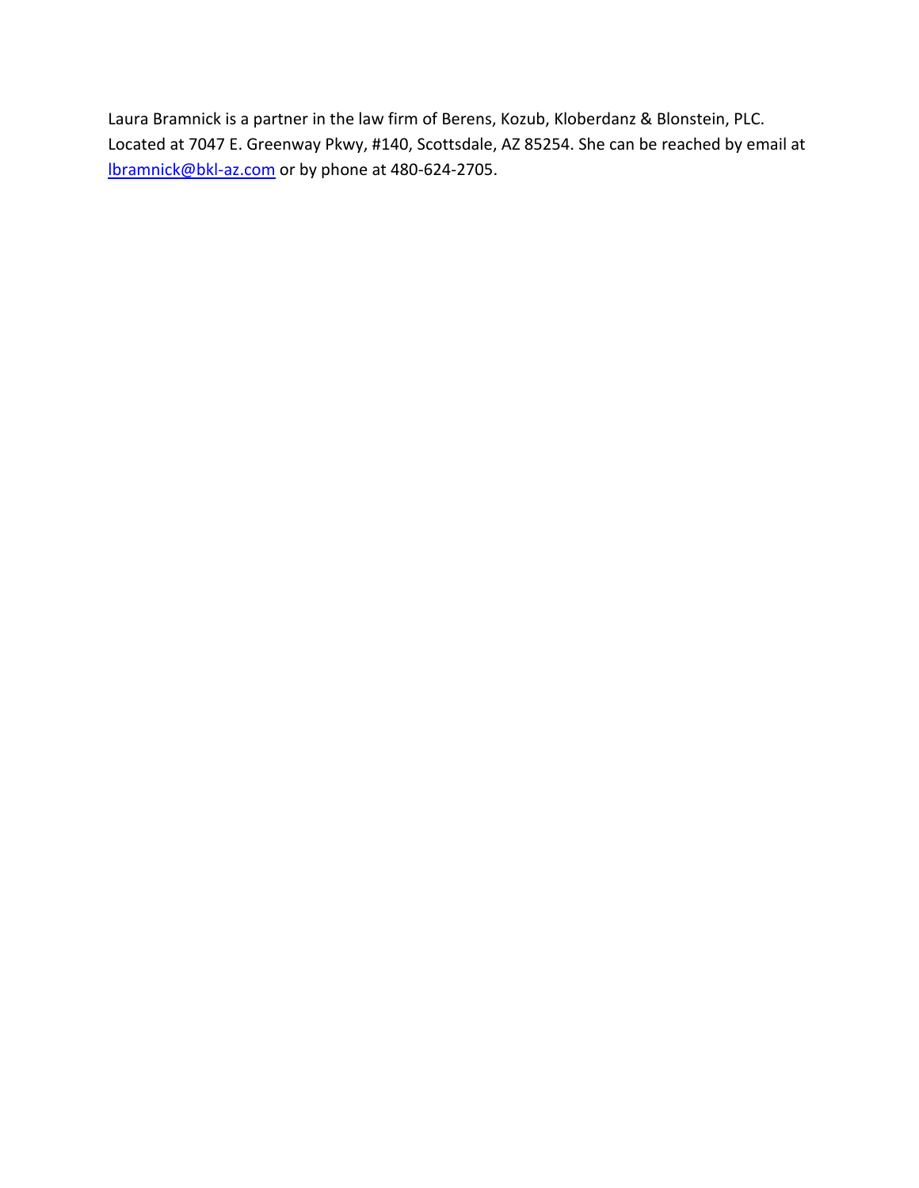Laura Bramnick is a partner in the law firm of Berens, Kozub, Kloberdanz & Blonstein, PLC. Located at 7047 E. Greenway Pkwy, #140, Scottsdale, AZ 85254. She can be reached by email at lbramnick@bkl-az.com or by phone at 480-624-2705.